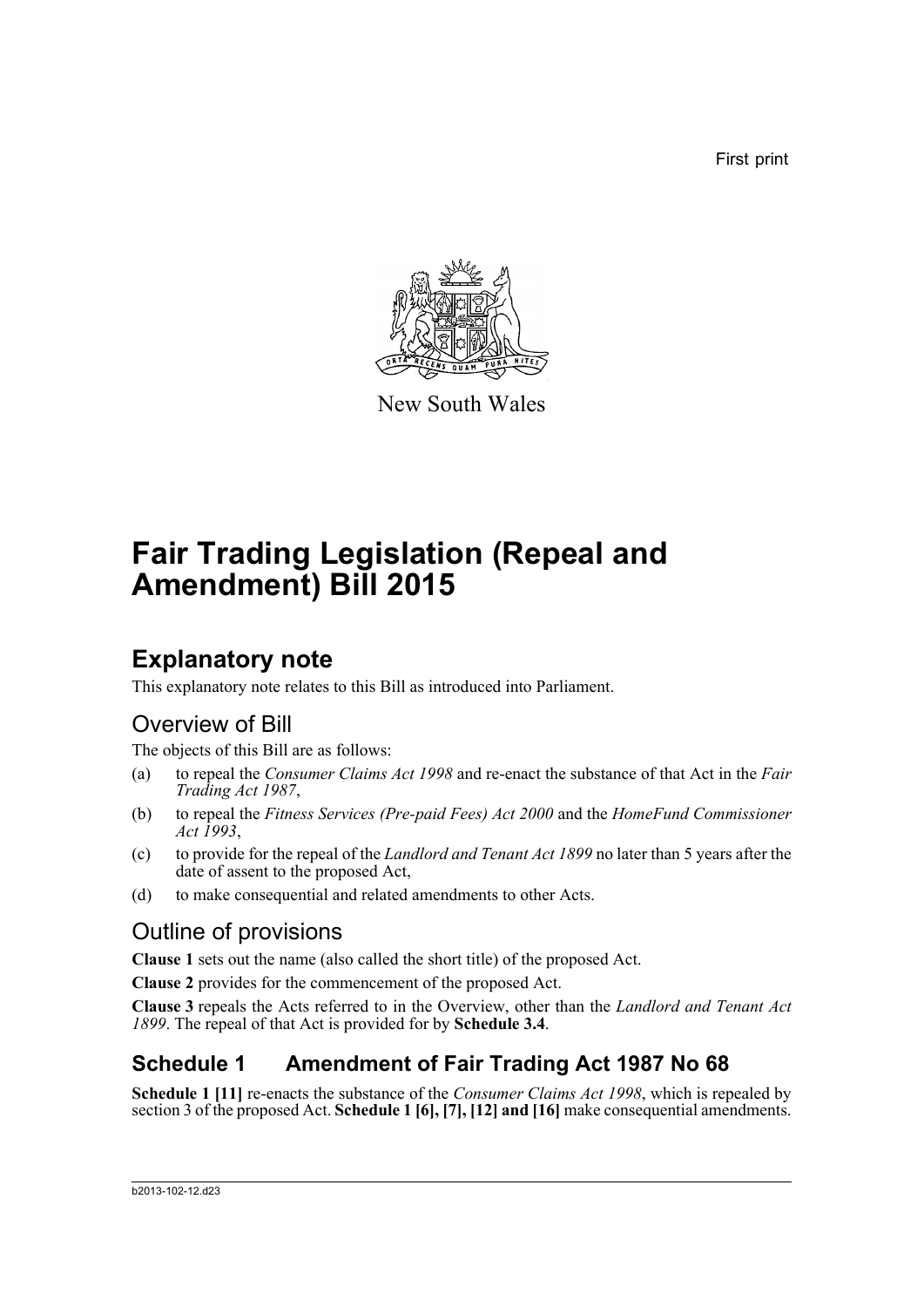First print

New South Wales

# Fair Trading Legislation (Repeal and Amendment) Bill 2015

## Explanatory note

This explanatory note relates to this Bill as introduced into Parliament.

### Overview of Bill

The objects of this Bill are as follows:

(a) to repeal the *Consumer Claims Act 1998* and re-enact the substance of that Act in the *Fair Trading Act 1987*,

(b) to repeal the *Fitness Services (Pre-paid Fees) Act 2000* and the *HomeFund Commissioner Act 1993*,

(c) to provide for the repeal of the *Landlord and Tenant Act 1899* no later than 5 years after the date of assent to the proposed Act,

(d) to make consequential and related amendments to other Acts.

### Outline of provisions

**Clause 1** sets out the name (also called the short title) of the proposed Act.

**Clause 2** provides for the commencement of the proposed Act.

**Clause 3** repeals the Acts referred to in the Overview, other than the *Landlord and Tenant Act 1899*. The repeal of that Act is provided for by **Schedule 3.4**.

## Schedule 1 Amendment of Fair Trading Act 1987 No 68

**Schedule 1 [11]** re-enacts the substance of the *Consumer Claims Act 1998*, which is repealed by section 3 of the proposed Act. **Schedule 1 [6], [7], [12] and [16]** make consequential amendments.

b2013-102-12.d23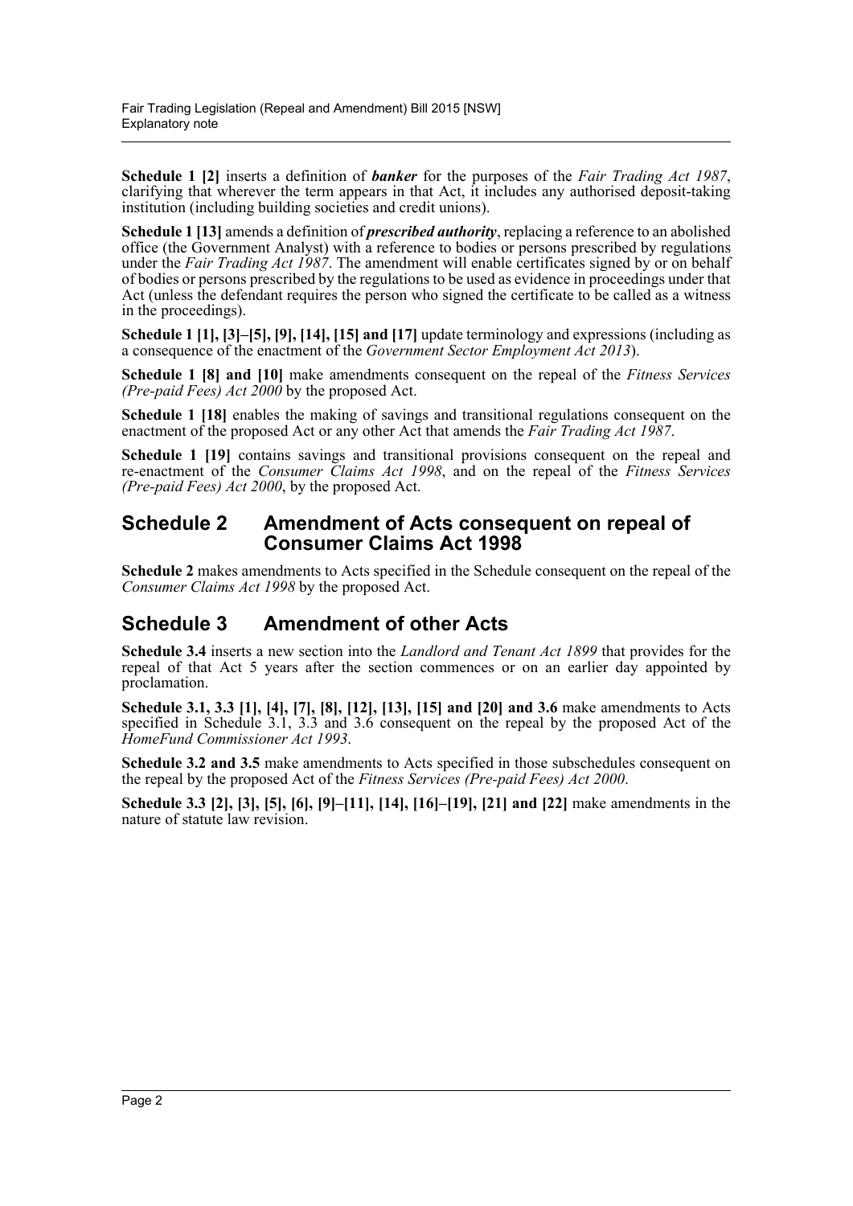**Schedule 1 [2]** inserts a definition of ***banker*** for the purposes of the *Fair Trading Act 1987*, clarifying that wherever the term appears in that Act, it includes any authorised deposit-taking institution (including building societies and credit unions).

**Schedule 1 [13]** amends a definition of ***prescribed authority***, replacing a reference to an abolished office (the Government Analyst) with a reference to bodies or persons prescribed by regulations under the *Fair Trading Act 1987*. The amendment will enable certificates signed by or on behalf of bodies or persons prescribed by the regulations to be used as evidence in proceedings under that Act (unless the defendant requires the person who signed the certificate to be called as a witness in the proceedings).

**Schedule 1 [1], [3]–[5], [9], [14], [15] and [17]** update terminology and expressions (including as a consequence of the enactment of the *Government Sector Employment Act 2013*).

**Schedule 1 [8] and [10]** make amendments consequent on the repeal of the *Fitness Services (Pre-paid Fees) Act 2000* by the proposed Act.

**Schedule 1 [18]** enables the making of savings and transitional regulations consequent on the enactment of the proposed Act or any other Act that amends the *Fair Trading Act 1987*.

**Schedule 1 [19]** contains savings and transitional provisions consequent on the repeal and re-enactment of the *Consumer Claims Act 1998*, and on the repeal of the *Fitness Services (Pre-paid Fees) Act 2000*, by the proposed Act.

## Schedule 2 Amendment of Acts consequent on repeal of Consumer Claims Act 1998

**Schedule 2** makes amendments to Acts specified in the Schedule consequent on the repeal of the *Consumer Claims Act 1998* by the proposed Act.

## Schedule 3 Amendment of other Acts

**Schedule 3.4** inserts a new section into the *Landlord and Tenant Act 1899* that provides for the repeal of that Act 5 years after the section commences or on an earlier day appointed by proclamation.

**Schedule 3.1, 3.3 [1], [4], [7], [8], [12], [13], [15] and [20] and 3.6** make amendments to Acts specified in Schedule 3.1, 3.3 and 3.6 consequent on the repeal by the proposed Act of the *HomeFund Commissioner Act 1993*.

**Schedule 3.2 and 3.5** make amendments to Acts specified in those subschedules consequent on the repeal by the proposed Act of the *Fitness Services (Pre-paid Fees) Act 2000*.

**Schedule 3.3 [2], [3], [5], [6], [9]–[11], [14], [16]–[19], [21] and [22]** make amendments in the nature of statute law revision.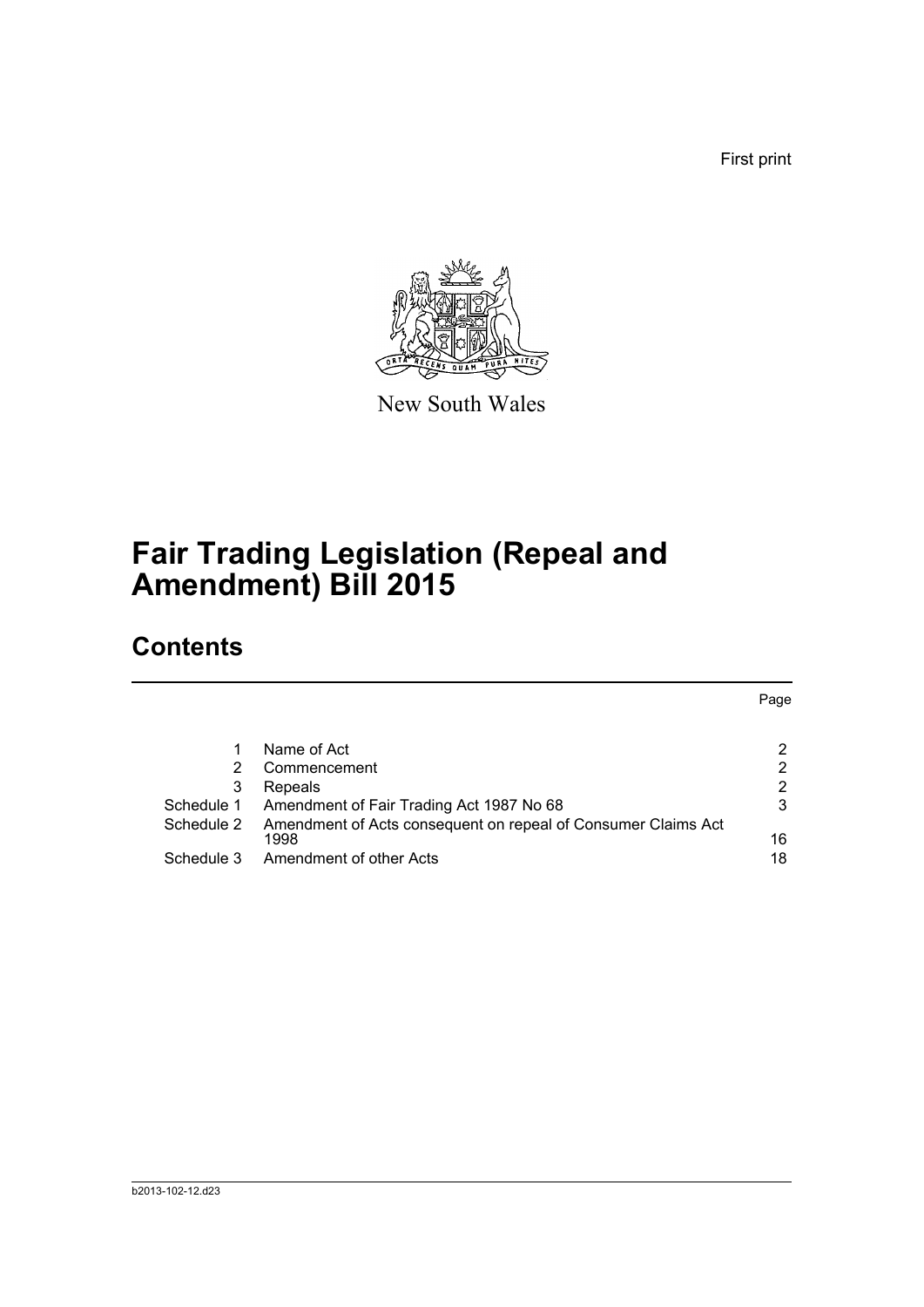First print

New South Wales

# Fair Trading Legislation (Repeal and Amendment) Bill 2015

## Contents

| | | Page |
|---|---|---|
| 1 | Name of Act | 2 |
| 2 | Commencement | 2 |
| 3 | Repeals | 2 |
| Schedule 1 | Amendment of Fair Trading Act 1987 No 68 | 3 |
| Schedule 2 | Amendment of Acts consequent on repeal of Consumer Claims Act 1998 | 16 |
| Schedule 3 | Amendment of other Acts | 18 |

b2013-102-12.d23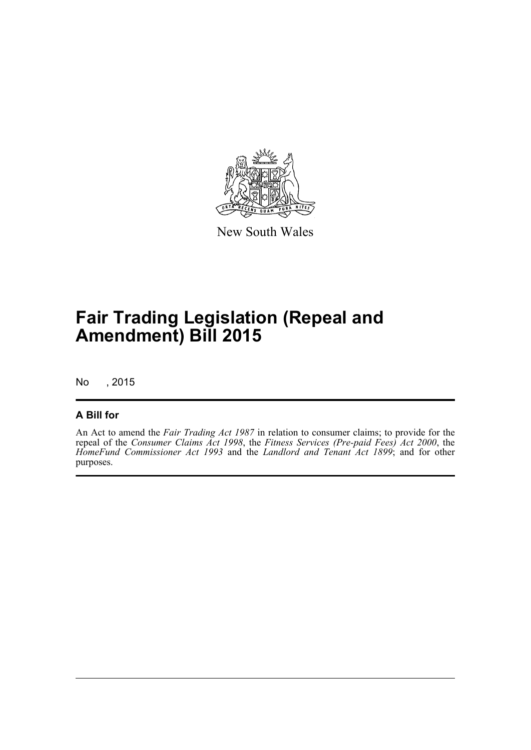New South Wales

# Fair Trading Legislation (Repeal and Amendment) Bill 2015

No , 2015

## A Bill for

An Act to amend the *Fair Trading Act 1987* in relation to consumer claims; to provide for the repeal of the *Consumer Claims Act 1998*, the *Fitness Services (Pre-paid Fees) Act 2000*, the *HomeFund Commissioner Act 1993* and the *Landlord and Tenant Act 1899*; and for other purposes.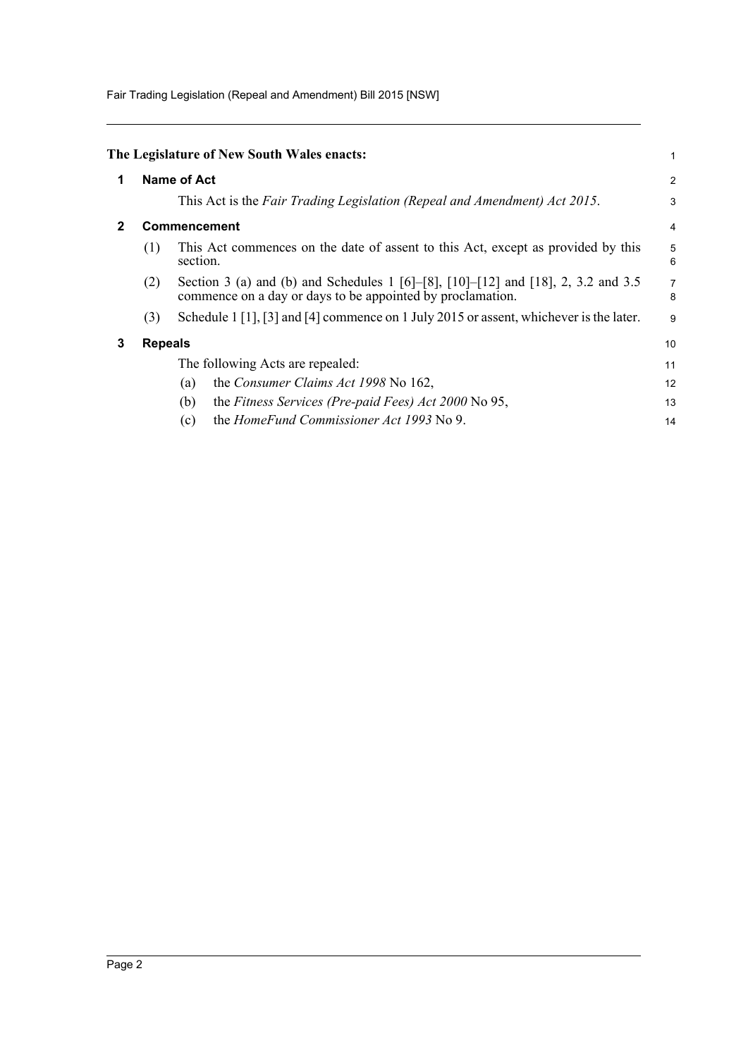**The Legislature of New South Wales enacts:**

## 1 Name of Act

This Act is the *Fair Trading Legislation (Repeal and Amendment) Act 2015*.

## 2 Commencement

(1) This Act commences on the date of assent to this Act, except as provided by this section.

(2) Section 3 (a) and (b) and Schedules 1 [6]–[8], [10]–[12] and [18], 2, 3.2 and 3.5 commence on a day or days to be appointed by proclamation.

(3) Schedule 1 [1], [3] and [4] commence on 1 July 2015 or assent, whichever is the later.

## 3 Repeals

The following Acts are repealed:

(a) the *Consumer Claims Act 1998* No 162,

(b) the *Fitness Services (Pre-paid Fees) Act 2000* No 95,

(c) the *HomeFund Commissioner Act 1993* No 9.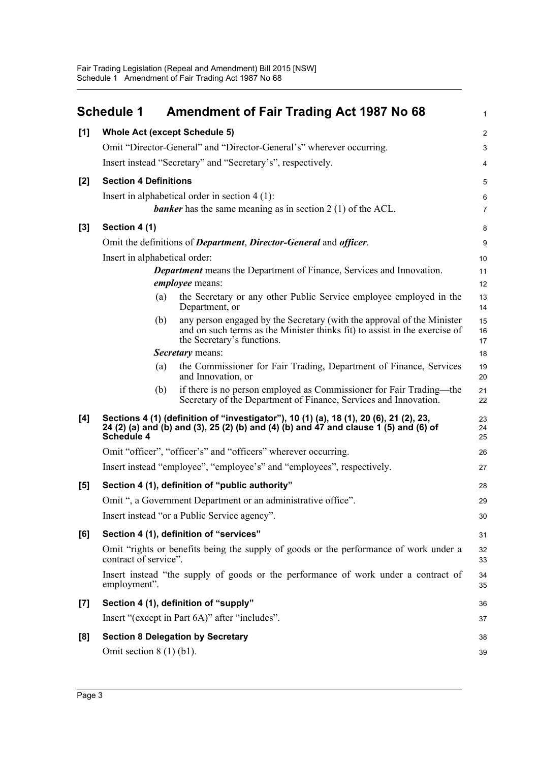## Schedule 1 Amendment of Fair Trading Act 1987 No 68

**[1] Whole Act (except Schedule 5)**

Omit "Director-General" and "Director-General's" wherever occurring.

Insert instead "Secretary" and "Secretary's", respectively.

**[2] Section 4 Definitions**

Insert in alphabetical order in section 4 (1):

> ***banker*** has the same meaning as in section 2 (1) of the ACL.

**[3] Section 4 (1)**

Omit the definitions of ***Department***, ***Director-General*** and ***officer***.

Insert in alphabetical order:

> ***Department*** means the Department of Finance, Services and Innovation.
>
> ***employee*** means:
>
> (a) the Secretary or any other Public Service employee employed in the Department, or
>
> (b) any person engaged by the Secretary (with the approval of the Minister and on such terms as the Minister thinks fit) to assist in the exercise of the Secretary's functions.
>
> ***Secretary*** means:
>
> (a) the Commissioner for Fair Trading, Department of Finance, Services and Innovation, or
>
> (b) if there is no person employed as Commissioner for Fair Trading—the Secretary of the Department of Finance, Services and Innovation.

**[4] Sections 4 (1) (definition of "investigator"), 10 (1) (a), 18 (1), 20 (6), 21 (2), 23, 24 (2) (a) and (b) and (3), 25 (2) (b) and (4) (b) and 47 and clause 1 (5) and (6) of Schedule 4**

Omit "officer", "officer's" and "officers" wherever occurring.

Insert instead "employee", "employee's" and "employees", respectively.

**[5] Section 4 (1), definition of "public authority"**

Omit ", a Government Department or an administrative office".

Insert instead "or a Public Service agency".

**[6] Section 4 (1), definition of "services"**

Omit "rights or benefits being the supply of goods or the performance of work under a contract of service".

Insert instead "the supply of goods or the performance of work under a contract of employment".

**[7] Section 4 (1), definition of "supply"**

Insert "(except in Part 6A)" after "includes".

**[8] Section 8 Delegation by Secretary**

Omit section 8 (1) (b1).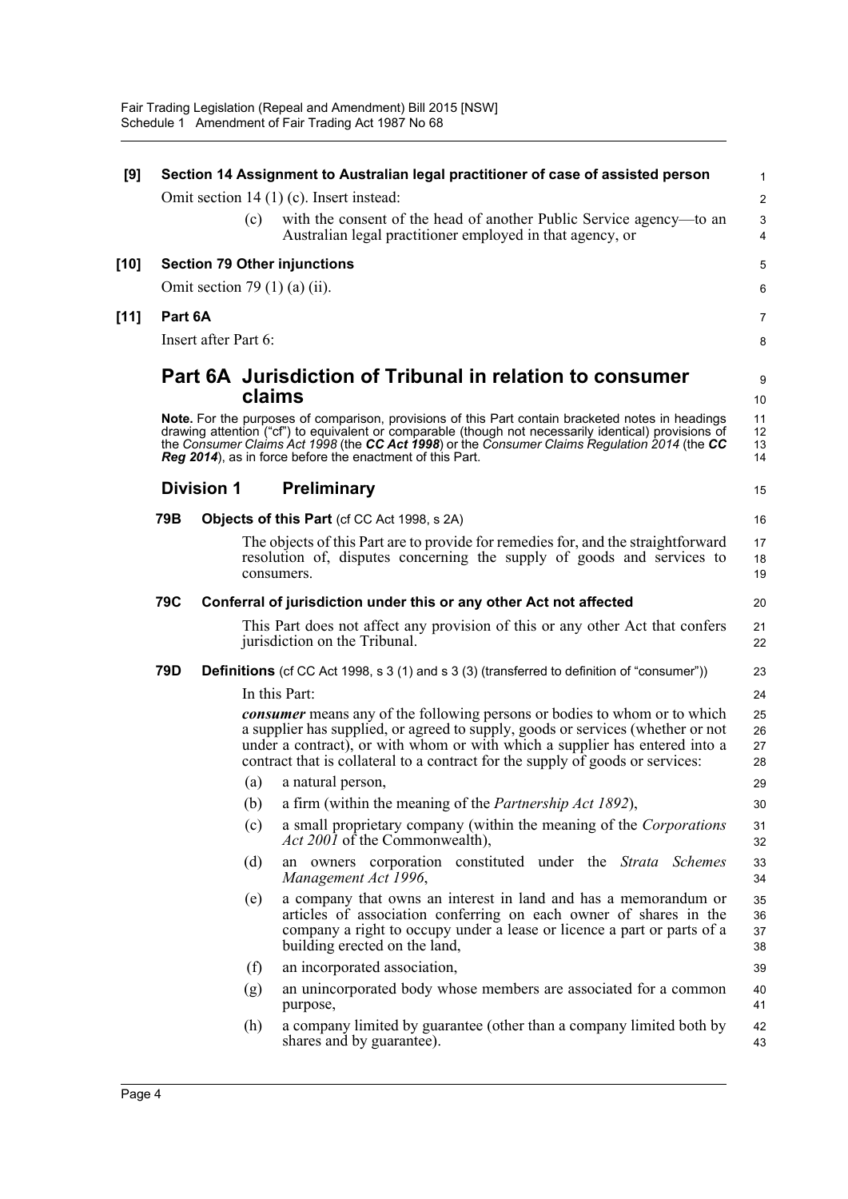**[9] Section 14 Assignment to Australian legal practitioner of case of assisted person**

Omit section 14 (1) (c). Insert instead:

(c) with the consent of the head of another Public Service agency—to an Australian legal practitioner employed in that agency, or

**[10] Section 79 Other injunctions**

Omit section 79 (1) (a) (ii).

**[11] Part 6A**

Insert after Part 6:

# Part 6A Jurisdiction of Tribunal in relation to consumer claims

**Note.** For the purposes of comparison, provisions of this Part contain bracketed notes in headings drawing attention ("cf") to equivalent or comparable (though not necessarily identical) provisions of the *Consumer Claims Act 1998* (the ***CC Act 1998***) or the *Consumer Claims Regulation 2014* (the ***CC Reg 2014***), as in force before the enactment of this Part.

## Division 1 Preliminary

**79B Objects of this Part** (cf CC Act 1998, s 2A)

The objects of this Part are to provide for remedies for, and the straightforward resolution of, disputes concerning the supply of goods and services to consumers.

**79C Conferral of jurisdiction under this or any other Act not affected**

This Part does not affect any provision of this or any other Act that confers jurisdiction on the Tribunal.

**79D Definitions** (cf CC Act 1998, s 3 (1) and s 3 (3) (transferred to definition of "consumer"))

In this Part:

***consumer*** means any of the following persons or bodies to whom or to which a supplier has supplied, or agreed to supply, goods or services (whether or not under a contract), or with whom or with which a supplier has entered into a contract that is collateral to a contract for the supply of goods or services:

(a) a natural person,

(b) a firm (within the meaning of the *Partnership Act 1892*),

(c) a small proprietary company (within the meaning of the *Corporations Act 2001* of the Commonwealth),

(d) an owners corporation constituted under the *Strata Schemes Management Act 1996*,

(e) a company that owns an interest in land and has a memorandum or articles of association conferring on each owner of shares in the company a right to occupy under a lease or licence a part or parts of a building erected on the land,

(f) an incorporated association,

(g) an unincorporated body whose members are associated for a common purpose,

(h) a company limited by guarantee (other than a company limited both by shares and by guarantee).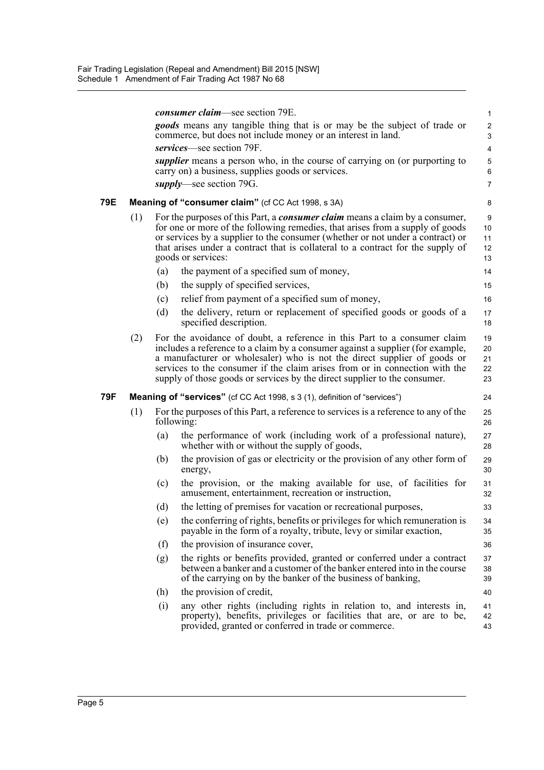***consumer claim***—see section 79E.

***goods*** means any tangible thing that is or may be the subject of trade or commerce, but does not include money or an interest in land.

***services***—see section 79F.

***supplier*** means a person who, in the course of carrying on (or purporting to carry on) a business, supplies goods or services.

***supply***—see section 79G.

### 79E Meaning of "consumer claim" (cf CC Act 1998, s 3A)

(1) For the purposes of this Part, a ***consumer claim*** means a claim by a consumer, for one or more of the following remedies, that arises from a supply of goods or services by a supplier to the consumer (whether or not under a contract) or that arises under a contract that is collateral to a contract for the supply of goods or services:

- (a) the payment of a specified sum of money,
- (b) the supply of specified services,
- (c) relief from payment of a specified sum of money,
- (d) the delivery, return or replacement of specified goods or goods of a specified description.

(2) For the avoidance of doubt, a reference in this Part to a consumer claim includes a reference to a claim by a consumer against a supplier (for example, a manufacturer or wholesaler) who is not the direct supplier of goods or services to the consumer if the claim arises from or in connection with the supply of those goods or services by the direct supplier to the consumer.

### 79F Meaning of "services" (cf CC Act 1998, s 3 (1), definition of "services")

(1) For the purposes of this Part, a reference to services is a reference to any of the following:

- (a) the performance of work (including work of a professional nature), whether with or without the supply of goods,
- (b) the provision of gas or electricity or the provision of any other form of energy,
- (c) the provision, or the making available for use, of facilities for amusement, entertainment, recreation or instruction,
- (d) the letting of premises for vacation or recreational purposes,
- (e) the conferring of rights, benefits or privileges for which remuneration is payable in the form of a royalty, tribute, levy or similar exaction,
- (f) the provision of insurance cover,
- (g) the rights or benefits provided, granted or conferred under a contract between a banker and a customer of the banker entered into in the course of the carrying on by the banker of the business of banking,
- (h) the provision of credit,
- (i) any other rights (including rights in relation to, and interests in, property), benefits, privileges or facilities that are, or are to be, provided, granted or conferred in trade or commerce.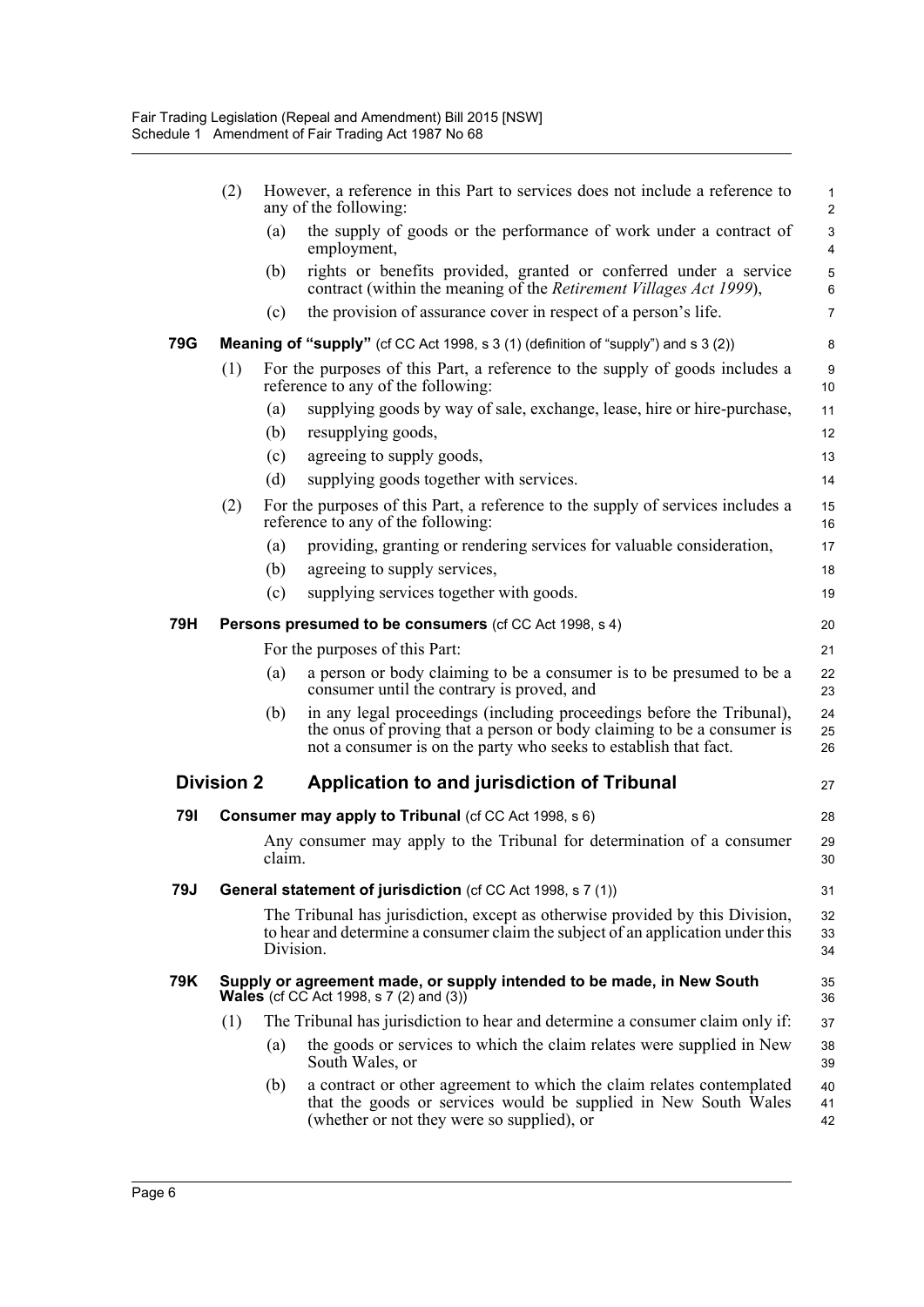(2) However, a reference in this Part to services does not include a reference to any of the following:

(a) the supply of goods or the performance of work under a contract of employment,

(b) rights or benefits provided, granted or conferred under a service contract (within the meaning of the *Retirement Villages Act 1999*),

(c) the provision of assurance cover in respect of a person's life.

**79G Meaning of "supply"** (cf CC Act 1998, s 3 (1) (definition of "supply") and s 3 (2))

(1) For the purposes of this Part, a reference to the supply of goods includes a reference to any of the following:

(a) supplying goods by way of sale, exchange, lease, hire or hire-purchase,

(b) resupplying goods,

(c) agreeing to supply goods,

(d) supplying goods together with services.

(2) For the purposes of this Part, a reference to the supply of services includes a reference to any of the following:

(a) providing, granting or rendering services for valuable consideration,

(b) agreeing to supply services,

(c) supplying services together with goods.

**79H Persons presumed to be consumers** (cf CC Act 1998, s 4)

For the purposes of this Part:

(a) a person or body claiming to be a consumer is to be presumed to be a consumer until the contrary is proved, and

(b) in any legal proceedings (including proceedings before the Tribunal), the onus of proving that a person or body claiming to be a consumer is not a consumer is on the party who seeks to establish that fact.

## Division 2 Application to and jurisdiction of Tribunal

**79I Consumer may apply to Tribunal** (cf CC Act 1998, s 6)

Any consumer may apply to the Tribunal for determination of a consumer claim.

**79J General statement of jurisdiction** (cf CC Act 1998, s 7 (1))

The Tribunal has jurisdiction, except as otherwise provided by this Division, to hear and determine a consumer claim the subject of an application under this Division.

**79K Supply or agreement made, or supply intended to be made, in New South Wales** (cf CC Act 1998, s 7 (2) and (3))

(1) The Tribunal has jurisdiction to hear and determine a consumer claim only if:

(a) the goods or services to which the claim relates were supplied in New South Wales, or

(b) a contract or other agreement to which the claim relates contemplated that the goods or services would be supplied in New South Wales (whether or not they were so supplied), or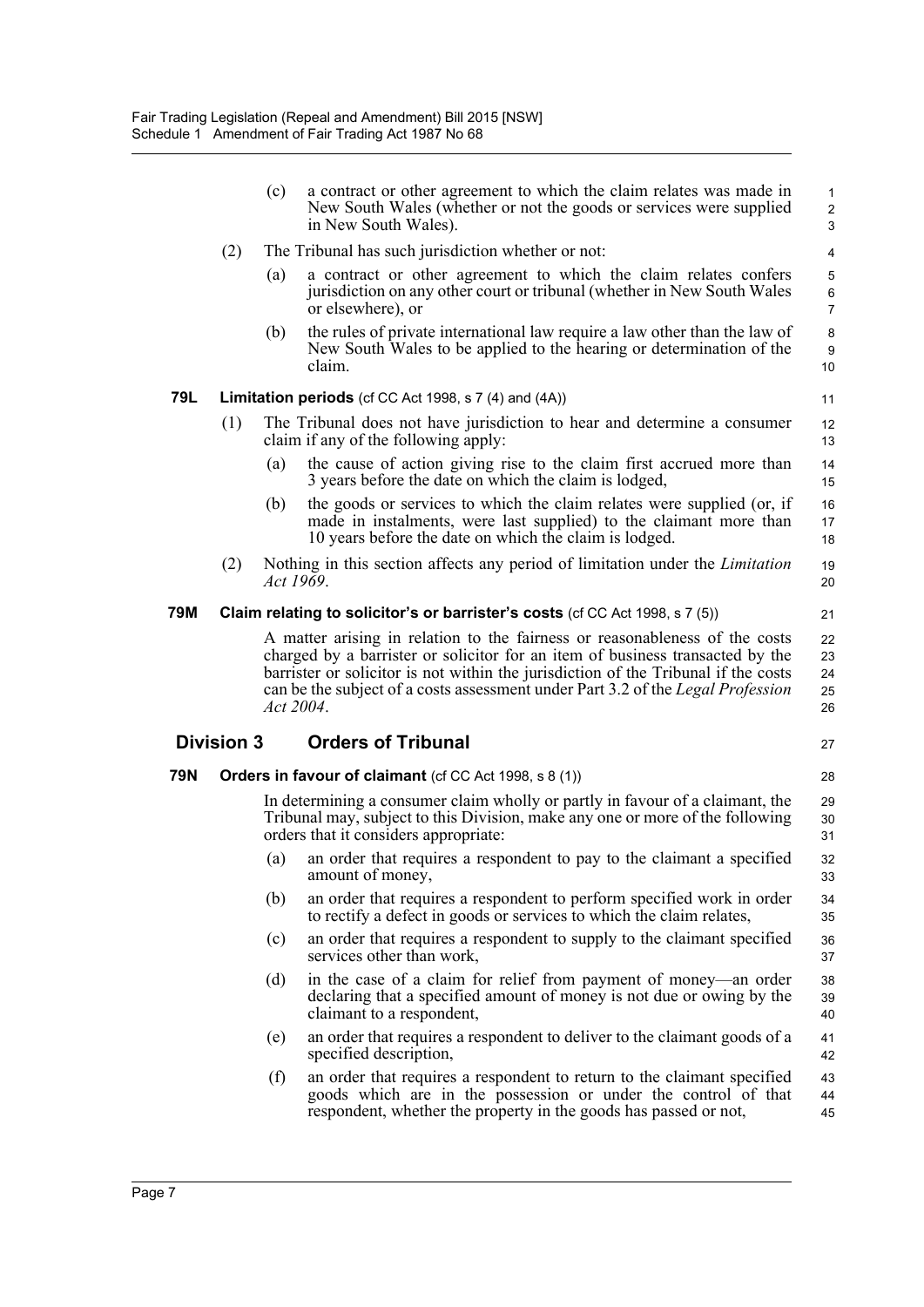(c) a contract or other agreement to which the claim relates was made in New South Wales (whether or not the goods or services were supplied in New South Wales).

(2) The Tribunal has such jurisdiction whether or not:

(a) a contract or other agreement to which the claim relates confers jurisdiction on any other court or tribunal (whether in New South Wales or elsewhere), or

(b) the rules of private international law require a law other than the law of New South Wales to be applied to the hearing or determination of the claim.

**79L Limitation periods** (cf CC Act 1998, s 7 (4) and (4A))

(1) The Tribunal does not have jurisdiction to hear and determine a consumer claim if any of the following apply:

(a) the cause of action giving rise to the claim first accrued more than 3 years before the date on which the claim is lodged,

(b) the goods or services to which the claim relates were supplied (or, if made in instalments, were last supplied) to the claimant more than 10 years before the date on which the claim is lodged.

(2) Nothing in this section affects any period of limitation under the *Limitation Act 1969*.

**79M Claim relating to solicitor's or barrister's costs** (cf CC Act 1998, s 7 (5))

A matter arising in relation to the fairness or reasonableness of the costs charged by a barrister or solicitor for an item of business transacted by the barrister or solicitor is not within the jurisdiction of the Tribunal if the costs can be the subject of a costs assessment under Part 3.2 of the *Legal Profession Act 2004*.

## Division 3 Orders of Tribunal

**79N Orders in favour of claimant** (cf CC Act 1998, s 8 (1))

In determining a consumer claim wholly or partly in favour of a claimant, the Tribunal may, subject to this Division, make any one or more of the following orders that it considers appropriate:

(a) an order that requires a respondent to pay to the claimant a specified amount of money,

(b) an order that requires a respondent to perform specified work in order to rectify a defect in goods or services to which the claim relates,

(c) an order that requires a respondent to supply to the claimant specified services other than work,

(d) in the case of a claim for relief from payment of money—an order declaring that a specified amount of money is not due or owing by the claimant to a respondent,

(e) an order that requires a respondent to deliver to the claimant goods of a specified description,

(f) an order that requires a respondent to return to the claimant specified goods which are in the possession or under the control of that respondent, whether the property in the goods has passed or not,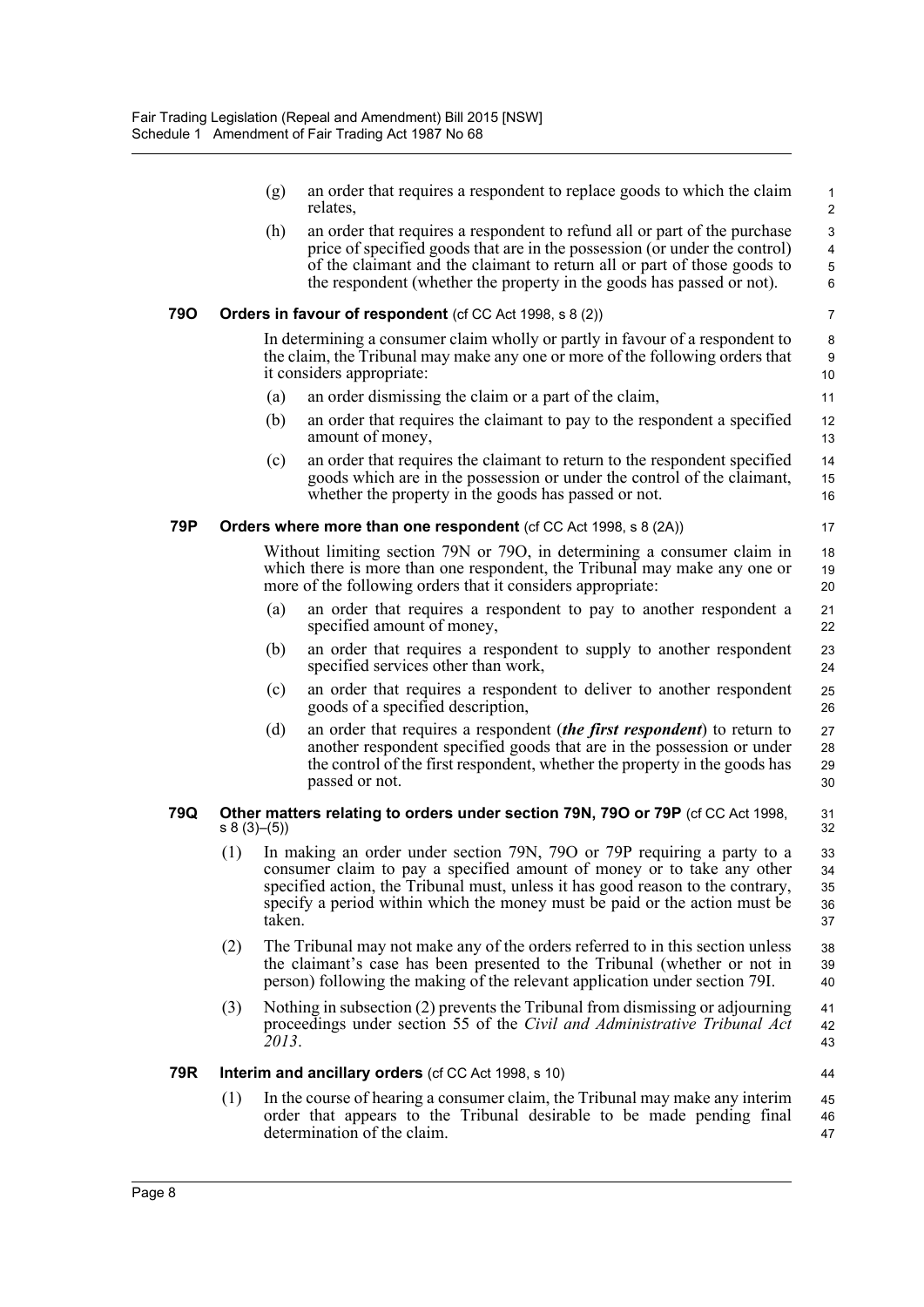(g) an order that requires a respondent to replace goods to which the claim relates,

(h) an order that requires a respondent to refund all or part of the purchase price of specified goods that are in the possession (or under the control) of the claimant and the claimant to return all or part of those goods to the respondent (whether the property in the goods has passed or not).

### 79O Orders in favour of respondent (cf CC Act 1998, s 8 (2))

In determining a consumer claim wholly or partly in favour of a respondent to the claim, the Tribunal may make any one or more of the following orders that it considers appropriate:

(a) an order dismissing the claim or a part of the claim,

(b) an order that requires the claimant to pay to the respondent a specified amount of money,

(c) an order that requires the claimant to return to the respondent specified goods which are in the possession or under the control of the claimant, whether the property in the goods has passed or not.

### 79P Orders where more than one respondent (cf CC Act 1998, s 8 (2A))

Without limiting section 79N or 79O, in determining a consumer claim in which there is more than one respondent, the Tribunal may make any one or more of the following orders that it considers appropriate:

(a) an order that requires a respondent to pay to another respondent a specified amount of money,

(b) an order that requires a respondent to supply to another respondent specified services other than work,

(c) an order that requires a respondent to deliver to another respondent goods of a specified description,

(d) an order that requires a respondent (***the first respondent***) to return to another respondent specified goods that are in the possession or under the control of the first respondent, whether the property in the goods has passed or not.

### 79Q Other matters relating to orders under section 79N, 79O or 79P (cf CC Act 1998, s 8 (3)–(5))

(1) In making an order under section 79N, 79O or 79P requiring a party to a consumer claim to pay a specified amount of money or to take any other specified action, the Tribunal must, unless it has good reason to the contrary, specify a period within which the money must be paid or the action must be taken.

(2) The Tribunal may not make any of the orders referred to in this section unless the claimant's case has been presented to the Tribunal (whether or not in person) following the making of the relevant application under section 79I.

(3) Nothing in subsection (2) prevents the Tribunal from dismissing or adjourning proceedings under section 55 of the *Civil and Administrative Tribunal Act 2013*.

### 79R Interim and ancillary orders (cf CC Act 1998, s 10)

(1) In the course of hearing a consumer claim, the Tribunal may make any interim order that appears to the Tribunal desirable to be made pending final determination of the claim.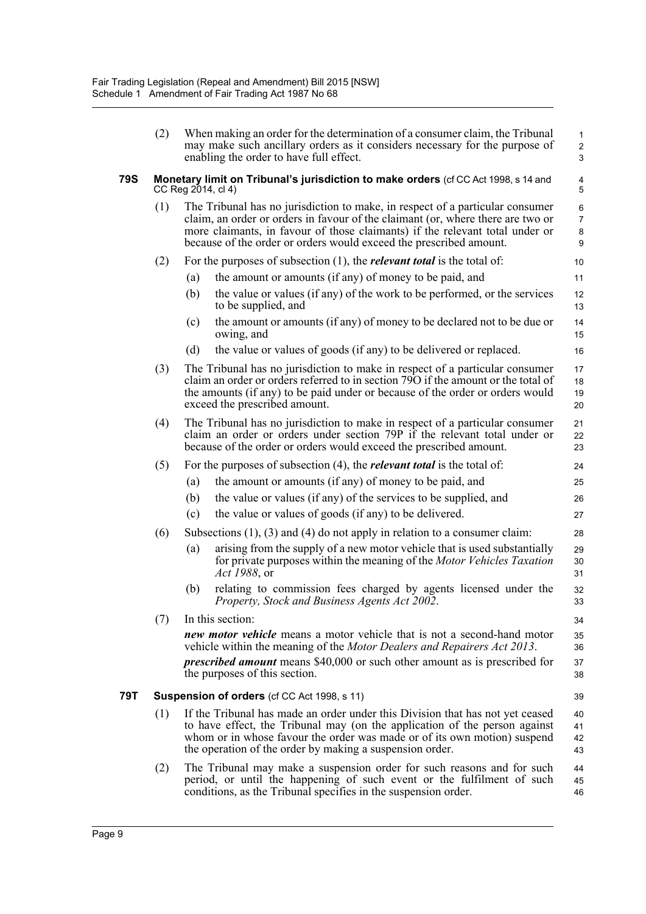(2) When making an order for the determination of a consumer claim, the Tribunal may make such ancillary orders as it considers necessary for the purpose of enabling the order to have full effect.

### 79S Monetary limit on Tribunal's jurisdiction to make orders (cf CC Act 1998, s 14 and CC Reg 2014, cl 4)

(1) The Tribunal has no jurisdiction to make, in respect of a particular consumer claim, an order or orders in favour of the claimant (or, where there are two or more claimants, in favour of those claimants) if the relevant total under or because of the order or orders would exceed the prescribed amount.

(2) For the purposes of subsection (1), the ***relevant total*** is the total of:

- (a) the amount or amounts (if any) of money to be paid, and
- (b) the value or values (if any) of the work to be performed, or the services to be supplied, and
- (c) the amount or amounts (if any) of money to be declared not to be due or owing, and
- (d) the value or values of goods (if any) to be delivered or replaced.

(3) The Tribunal has no jurisdiction to make in respect of a particular consumer claim an order or orders referred to in section 79O if the amount or the total of the amounts (if any) to be paid under or because of the order or orders would exceed the prescribed amount.

(4) The Tribunal has no jurisdiction to make in respect of a particular consumer claim an order or orders under section 79P if the relevant total under or because of the order or orders would exceed the prescribed amount.

(5) For the purposes of subsection (4), the ***relevant total*** is the total of:

- (a) the amount or amounts (if any) of money to be paid, and
- (b) the value or values (if any) of the services to be supplied, and
- (c) the value or values of goods (if any) to be delivered.

(6) Subsections (1), (3) and (4) do not apply in relation to a consumer claim:

- (a) arising from the supply of a new motor vehicle that is used substantially for private purposes within the meaning of the *Motor Vehicles Taxation Act 1988*, or
- (b) relating to commission fees charged by agents licensed under the *Property, Stock and Business Agents Act 2002*.

(7) In this section:

***new motor vehicle*** means a motor vehicle that is not a second-hand motor vehicle within the meaning of the *Motor Dealers and Repairers Act 2013*.

***prescribed amount*** means $40,000 or such other amount as is prescribed for the purposes of this section.

### 79T Suspension of orders (cf CC Act 1998, s 11)

(1) If the Tribunal has made an order under this Division that has not yet ceased to have effect, the Tribunal may (on the application of the person against whom or in whose favour the order was made or of its own motion) suspend the operation of the order by making a suspension order.

(2) The Tribunal may make a suspension order for such reasons and for such period, or until the happening of such event or the fulfilment of such conditions, as the Tribunal specifies in the suspension order.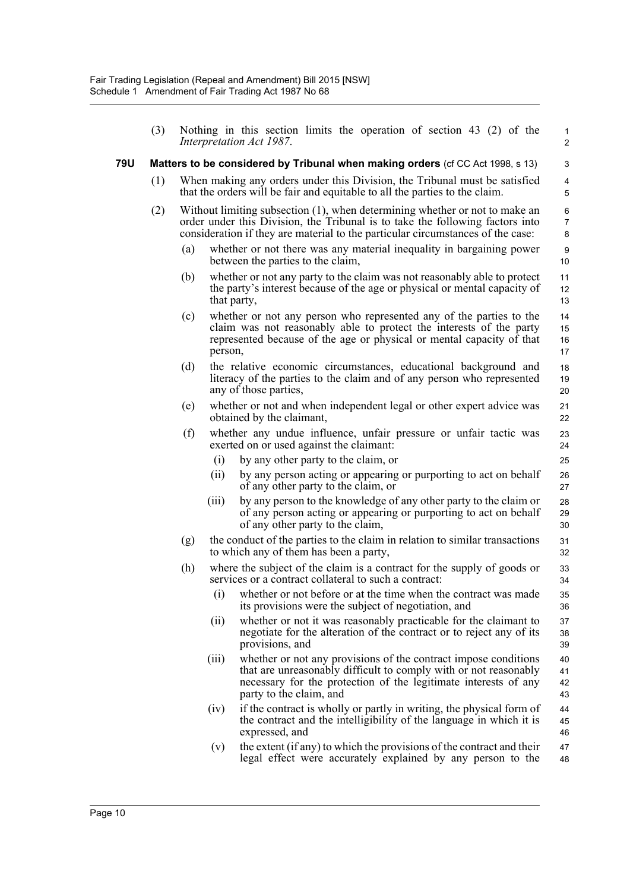(3) Nothing in this section limits the operation of section 43 (2) of the *Interpretation Act 1987*.

**79U Matters to be considered by Tribunal when making orders** (cf CC Act 1998, s 13)

(1) When making any orders under this Division, the Tribunal must be satisfied that the orders will be fair and equitable to all the parties to the claim.

(2) Without limiting subsection (1), when determining whether or not to make an order under this Division, the Tribunal is to take the following factors into consideration if they are material to the particular circumstances of the case:

- (a) whether or not there was any material inequality in bargaining power between the parties to the claim,
- (b) whether or not any party to the claim was not reasonably able to protect the party's interest because of the age or physical or mental capacity of that party,
- (c) whether or not any person who represented any of the parties to the claim was not reasonably able to protect the interests of the party represented because of the age or physical or mental capacity of that person,
- (d) the relative economic circumstances, educational background and literacy of the parties to the claim and of any person who represented any of those parties,
- (e) whether or not and when independent legal or other expert advice was obtained by the claimant,
- (f) whether any undue influence, unfair pressure or unfair tactic was exerted on or used against the claimant:
  - (i) by any other party to the claim, or
  - (ii) by any person acting or appearing or purporting to act on behalf of any other party to the claim, or
  - (iii) by any person to the knowledge of any other party to the claim or of any person acting or appearing or purporting to act on behalf of any other party to the claim,
- (g) the conduct of the parties to the claim in relation to similar transactions to which any of them has been a party,
- (h) where the subject of the claim is a contract for the supply of goods or services or a contract collateral to such a contract:
  - (i) whether or not before or at the time when the contract was made its provisions were the subject of negotiation, and
  - (ii) whether or not it was reasonably practicable for the claimant to negotiate for the alteration of the contract or to reject any of its provisions, and
  - (iii) whether or not any provisions of the contract impose conditions that are unreasonably difficult to comply with or not reasonably necessary for the protection of the legitimate interests of any party to the claim, and
  - (iv) if the contract is wholly or partly in writing, the physical form of the contract and the intelligibility of the language in which it is expressed, and
  - (v) the extent (if any) to which the provisions of the contract and their legal effect were accurately explained by any person to the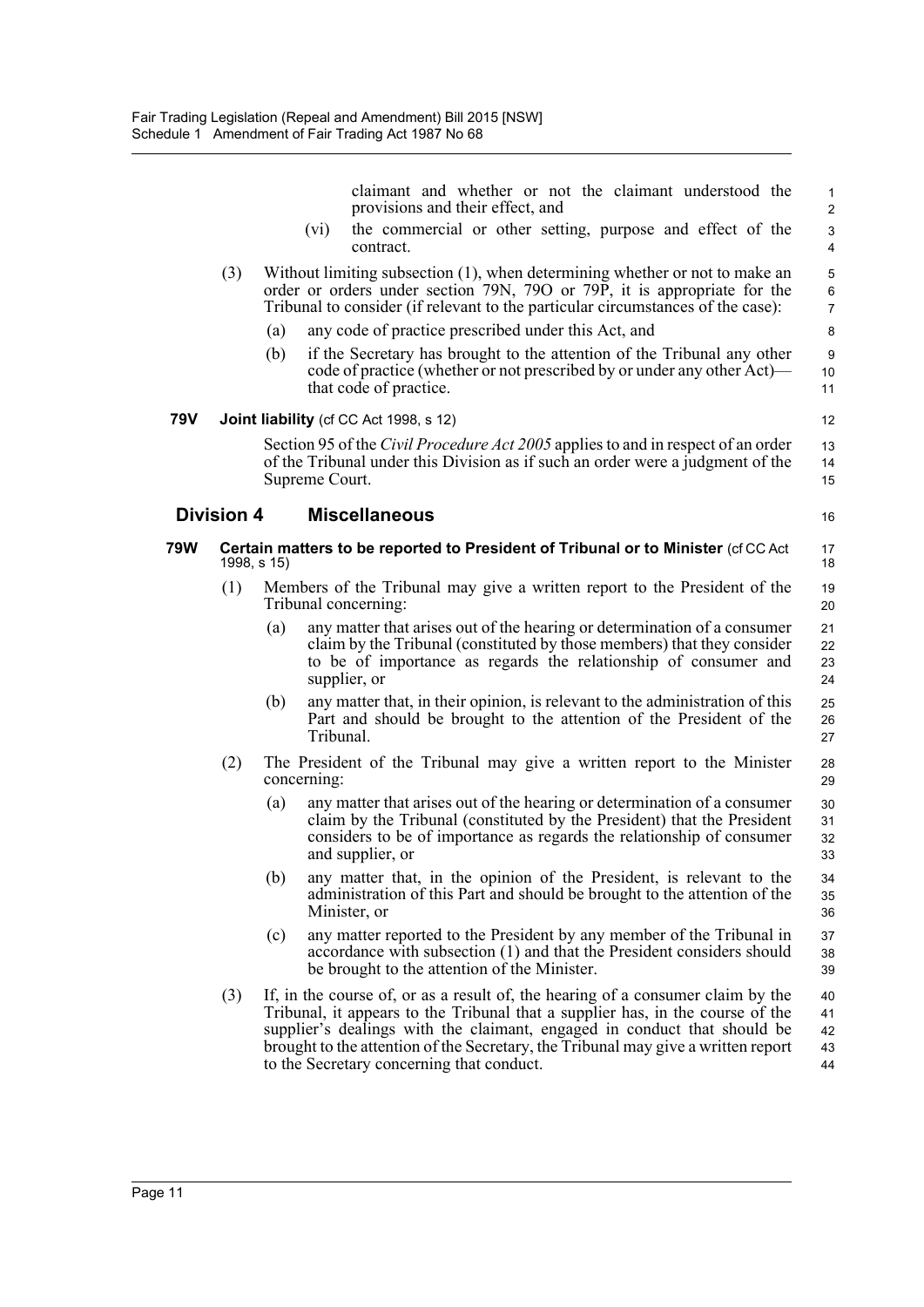claimant and whether or not the claimant understood the provisions and their effect, and

(vi) the commercial or other setting, purpose and effect of the contract.

(3) Without limiting subsection (1), when determining whether or not to make an order or orders under section 79N, 79O or 79P, it is appropriate for the Tribunal to consider (if relevant to the particular circumstances of the case):

(a) any code of practice prescribed under this Act, and

(b) if the Secretary has brought to the attention of the Tribunal any other code of practice (whether or not prescribed by or under any other Act)—that code of practice.

**79V Joint liability** (cf CC Act 1998, s 12)

Section 95 of the *Civil Procedure Act 2005* applies to and in respect of an order of the Tribunal under this Division as if such an order were a judgment of the Supreme Court.

## Division 4 Miscellaneous

**79W Certain matters to be reported to President of Tribunal or to Minister** (cf CC Act 1998, s 15)

(1) Members of the Tribunal may give a written report to the President of the Tribunal concerning:

(a) any matter that arises out of the hearing or determination of a consumer claim by the Tribunal (constituted by those members) that they consider to be of importance as regards the relationship of consumer and supplier, or

(b) any matter that, in their opinion, is relevant to the administration of this Part and should be brought to the attention of the President of the Tribunal.

(2) The President of the Tribunal may give a written report to the Minister concerning:

(a) any matter that arises out of the hearing or determination of a consumer claim by the Tribunal (constituted by the President) that the President considers to be of importance as regards the relationship of consumer and supplier, or

(b) any matter that, in the opinion of the President, is relevant to the administration of this Part and should be brought to the attention of the Minister, or

(c) any matter reported to the President by any member of the Tribunal in accordance with subsection (1) and that the President considers should be brought to the attention of the Minister.

(3) If, in the course of, or as a result of, the hearing of a consumer claim by the Tribunal, it appears to the Tribunal that a supplier has, in the course of the supplier's dealings with the claimant, engaged in conduct that should be brought to the attention of the Secretary, the Tribunal may give a written report to the Secretary concerning that conduct.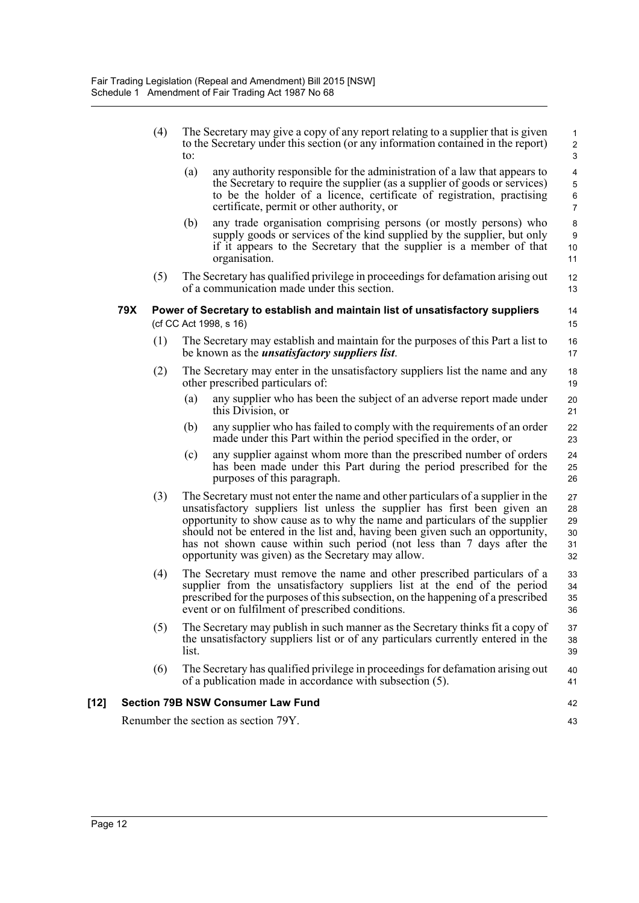(4) The Secretary may give a copy of any report relating to a supplier that is given to the Secretary under this section (or any information contained in the report) to:

(a) any authority responsible for the administration of a law that appears to the Secretary to require the supplier (as a supplier of goods or services) to be the holder of a licence, certificate of registration, practising certificate, permit or other authority, or

(b) any trade organisation comprising persons (or mostly persons) who supply goods or services of the kind supplied by the supplier, but only if it appears to the Secretary that the supplier is a member of that organisation.

(5) The Secretary has qualified privilege in proceedings for defamation arising out of a communication made under this section.

### 79X Power of Secretary to establish and maintain list of unsatisfactory suppliers

(cf CC Act 1998, s 16)

(1) The Secretary may establish and maintain for the purposes of this Part a list to be known as the ***unsatisfactory suppliers list***.

(2) The Secretary may enter in the unsatisfactory suppliers list the name and any other prescribed particulars of:

(a) any supplier who has been the subject of an adverse report made under this Division, or

(b) any supplier who has failed to comply with the requirements of an order made under this Part within the period specified in the order, or

(c) any supplier against whom more than the prescribed number of orders has been made under this Part during the period prescribed for the purposes of this paragraph.

(3) The Secretary must not enter the name and other particulars of a supplier in the unsatisfactory suppliers list unless the supplier has first been given an opportunity to show cause as to why the name and particulars of the supplier should not be entered in the list and, having been given such an opportunity, has not shown cause within such period (not less than 7 days after the opportunity was given) as the Secretary may allow.

(4) The Secretary must remove the name and other prescribed particulars of a supplier from the unsatisfactory suppliers list at the end of the period prescribed for the purposes of this subsection, on the happening of a prescribed event or on fulfilment of prescribed conditions.

(5) The Secretary may publish in such manner as the Secretary thinks fit a copy of the unsatisfactory suppliers list or of any particulars currently entered in the list.

(6) The Secretary has qualified privilege in proceedings for defamation arising out of a publication made in accordance with subsection (5).

## [12] Section 79B NSW Consumer Law Fund

Renumber the section as section 79Y.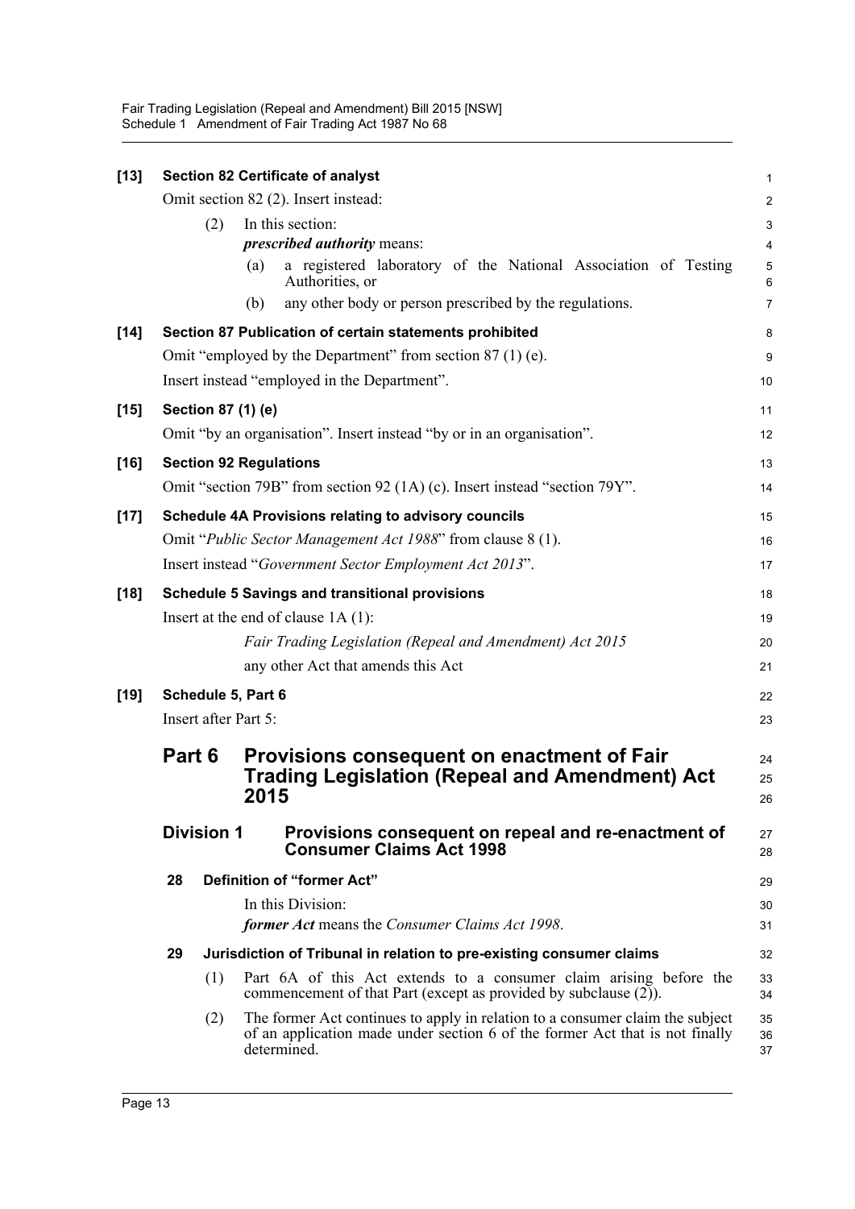**[13] Section 82 Certificate of analyst**

Omit section 82 (2). Insert instead:

(2) In this section:

*prescribed authority* means:

(a) a registered laboratory of the National Association of Testing Authorities, or

(b) any other body or person prescribed by the regulations.

**[14] Section 87 Publication of certain statements prohibited**

Omit "employed by the Department" from section 87 (1) (e).

Insert instead "employed in the Department".

**[15] Section 87 (1) (e)**

Omit "by an organisation". Insert instead "by or in an organisation".

**[16] Section 92 Regulations**

Omit "section 79B" from section 92 (1A) (c). Insert instead "section 79Y".

**[17] Schedule 4A Provisions relating to advisory councils**

Omit "*Public Sector Management Act 1988*" from clause 8 (1).

Insert instead "*Government Sector Employment Act 2013*".

**[18] Schedule 5 Savings and transitional provisions**

Insert at the end of clause 1A (1):

*Fair Trading Legislation (Repeal and Amendment) Act 2015*

any other Act that amends this Act

**[19] Schedule 5, Part 6**

Insert after Part 5:

## Part 6 Provisions consequent on enactment of Fair Trading Legislation (Repeal and Amendment) Act 2015

### Division 1 Provisions consequent on repeal and re-enactment of Consumer Claims Act 1998

**28 Definition of "former Act"**

In this Division:

***former Act*** means the *Consumer Claims Act 1998*.

**29 Jurisdiction of Tribunal in relation to pre-existing consumer claims**

(1) Part 6A of this Act extends to a consumer claim arising before the commencement of that Part (except as provided by subclause (2)).

(2) The former Act continues to apply in relation to a consumer claim the subject of an application made under section 6 of the former Act that is not finally determined.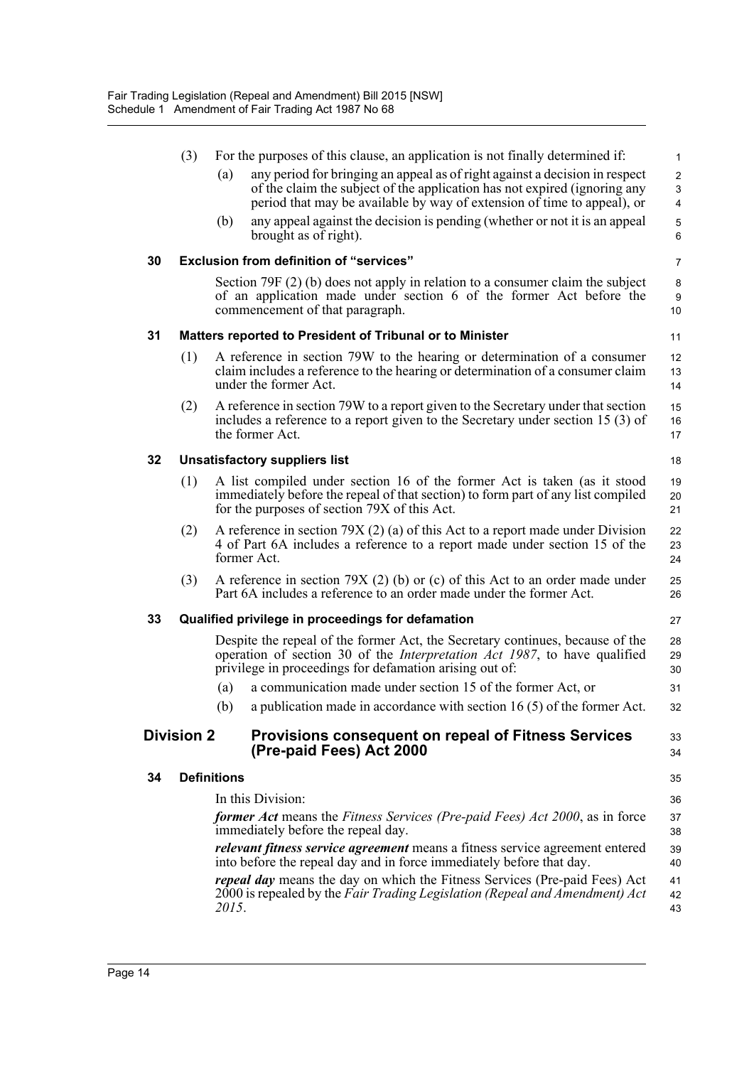(3) For the purposes of this clause, an application is not finally determined if:

(a) any period for bringing an appeal as of right against a decision in respect of the claim the subject of the application has not expired (ignoring any period that may be available by way of extension of time to appeal), or

(b) any appeal against the decision is pending (whether or not it is an appeal brought as of right).

**30 Exclusion from definition of "services"**

Section 79F (2) (b) does not apply in relation to a consumer claim the subject of an application made under section 6 of the former Act before the commencement of that paragraph.

**31 Matters reported to President of Tribunal or to Minister**

(1) A reference in section 79W to the hearing or determination of a consumer claim includes a reference to the hearing or determination of a consumer claim under the former Act.

(2) A reference in section 79W to a report given to the Secretary under that section includes a reference to a report given to the Secretary under section 15 (3) of the former Act.

**32 Unsatisfactory suppliers list**

(1) A list compiled under section 16 of the former Act is taken (as it stood immediately before the repeal of that section) to form part of any list compiled for the purposes of section 79X of this Act.

(2) A reference in section 79X (2) (a) of this Act to a report made under Division 4 of Part 6A includes a reference to a report made under section 15 of the former Act.

(3) A reference in section 79X (2) (b) or (c) of this Act to an order made under Part 6A includes a reference to an order made under the former Act.

**33 Qualified privilege in proceedings for defamation**

Despite the repeal of the former Act, the Secretary continues, because of the operation of section 30 of the *Interpretation Act 1987*, to have qualified privilege in proceedings for defamation arising out of:

(a) a communication made under section 15 of the former Act, or

(b) a publication made in accordance with section 16 (5) of the former Act.

## Division 2 Provisions consequent on repeal of Fitness Services (Pre-paid Fees) Act 2000

**34 Definitions**

In this Division:

***former Act*** means the *Fitness Services (Pre-paid Fees) Act 2000*, as in force immediately before the repeal day.

***relevant fitness service agreement*** means a fitness service agreement entered into before the repeal day and in force immediately before that day.

***repeal day*** means the day on which the Fitness Services (Pre-paid Fees) Act 2000 is repealed by the *Fair Trading Legislation (Repeal and Amendment) Act 2015*.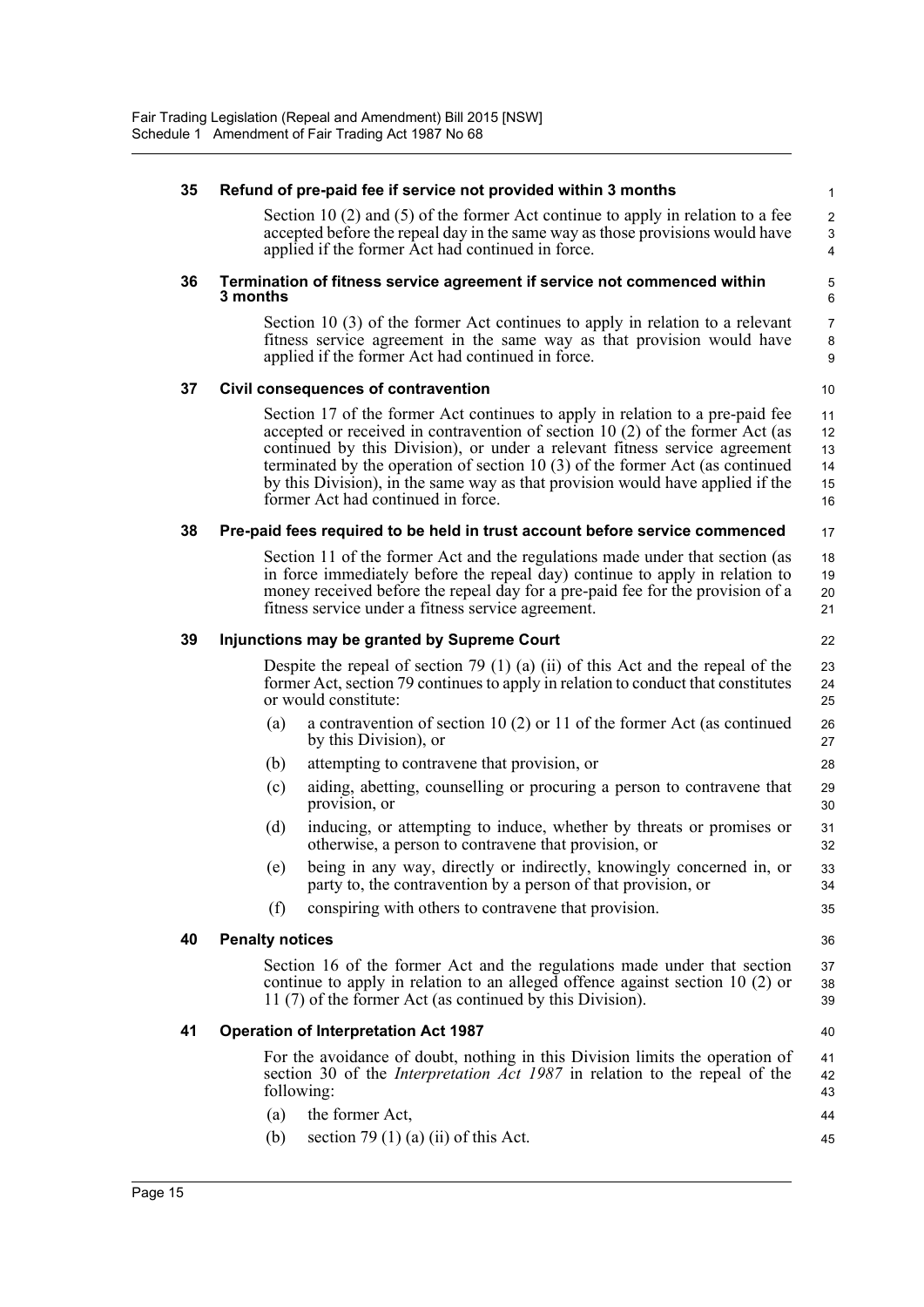**35 Refund of pre-paid fee if service not provided within 3 months**

Section 10 (2) and (5) of the former Act continue to apply in relation to a fee accepted before the repeal day in the same way as those provisions would have applied if the former Act had continued in force.

**36 Termination of fitness service agreement if service not commenced within 3 months**

Section 10 (3) of the former Act continues to apply in relation to a relevant fitness service agreement in the same way as that provision would have applied if the former Act had continued in force.

**37 Civil consequences of contravention**

Section 17 of the former Act continues to apply in relation to a pre-paid fee accepted or received in contravention of section 10 (2) of the former Act (as continued by this Division), or under a relevant fitness service agreement terminated by the operation of section 10 (3) of the former Act (as continued by this Division), in the same way as that provision would have applied if the former Act had continued in force.

**38 Pre-paid fees required to be held in trust account before service commenced**

Section 11 of the former Act and the regulations made under that section (as in force immediately before the repeal day) continue to apply in relation to money received before the repeal day for a pre-paid fee for the provision of a fitness service under a fitness service agreement.

**39 Injunctions may be granted by Supreme Court**

Despite the repeal of section 79 (1) (a) (ii) of this Act and the repeal of the former Act, section 79 continues to apply in relation to conduct that constitutes or would constitute:

(a) a contravention of section 10 (2) or 11 of the former Act (as continued by this Division), or

(b) attempting to contravene that provision, or

(c) aiding, abetting, counselling or procuring a person to contravene that provision, or

(d) inducing, or attempting to induce, whether by threats or promises or otherwise, a person to contravene that provision, or

(e) being in any way, directly or indirectly, knowingly concerned in, or party to, the contravention by a person of that provision, or

(f) conspiring with others to contravene that provision.

**40 Penalty notices**

Section 16 of the former Act and the regulations made under that section continue to apply in relation to an alleged offence against section 10 (2) or 11 (7) of the former Act (as continued by this Division).

**41 Operation of Interpretation Act 1987**

For the avoidance of doubt, nothing in this Division limits the operation of section 30 of the *Interpretation Act 1987* in relation to the repeal of the following:

(a) the former Act,

(b) section 79 (1) (a) (ii) of this Act.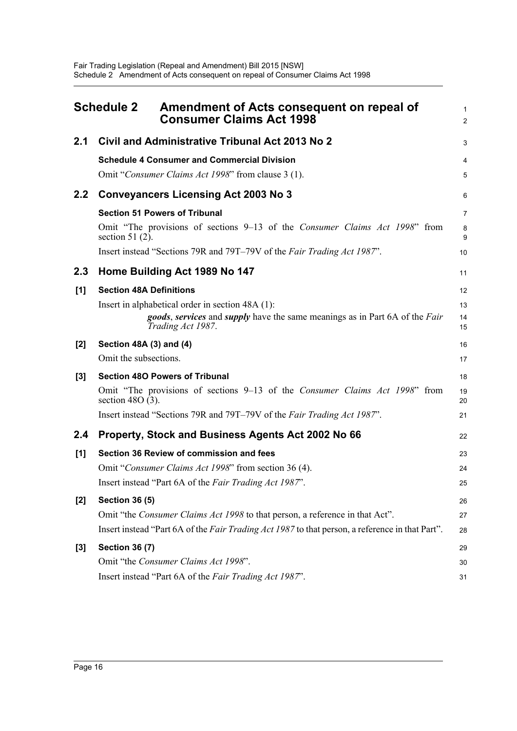## Schedule 2 Amendment of Acts consequent on repeal of Consumer Claims Act 1998

### 2.1 Civil and Administrative Tribunal Act 2013 No 2

**Schedule 4 Consumer and Commercial Division**

Omit "*Consumer Claims Act 1998*" from clause 3 (1).

### 2.2 Conveyancers Licensing Act 2003 No 3

**Section 51 Powers of Tribunal**

Omit "The provisions of sections 9–13 of the *Consumer Claims Act 1998*" from section 51 (2).

Insert instead "Sections 79R and 79T–79V of the *Fair Trading Act 1987*".

### 2.3 Home Building Act 1989 No 147

**[1] Section 48A Definitions**

Insert in alphabetical order in section 48A (1):

> ***goods***, ***services*** and ***supply*** have the same meanings as in Part 6A of the *Fair Trading Act 1987*.

**[2] Section 48A (3) and (4)**

Omit the subsections.

**[3] Section 48O Powers of Tribunal**

Omit "The provisions of sections 9–13 of the *Consumer Claims Act 1998*" from section 48O (3).

Insert instead "Sections 79R and 79T–79V of the *Fair Trading Act 1987*".

### 2.4 Property, Stock and Business Agents Act 2002 No 66

**[1] Section 36 Review of commission and fees**

Omit "*Consumer Claims Act 1998*" from section 36 (4).

Insert instead "Part 6A of the *Fair Trading Act 1987*".

**[2] Section 36 (5)**

Omit "the *Consumer Claims Act 1998* to that person, a reference in that Act".

Insert instead "Part 6A of the *Fair Trading Act 1987* to that person, a reference in that Part".

**[3] Section 36 (7)**

Omit "the *Consumer Claims Act 1998*".

Insert instead "Part 6A of the *Fair Trading Act 1987*".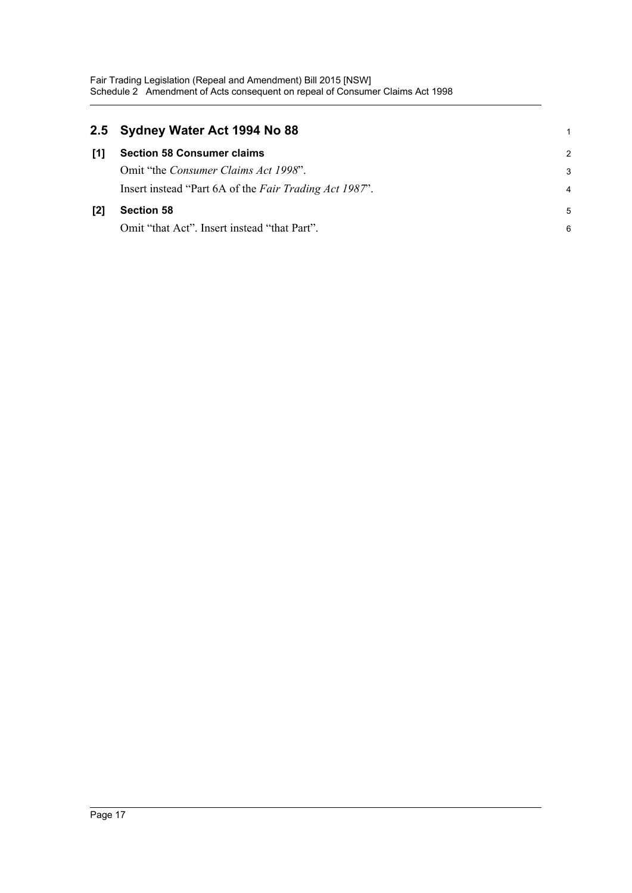## 2.5 Sydney Water Act 1994 No 88

**[1] Section 58 Consumer claims**

Omit "the *Consumer Claims Act 1998*".

Insert instead "Part 6A of the *Fair Trading Act 1987*".

**[2] Section 58**

Omit "that Act". Insert instead "that Part".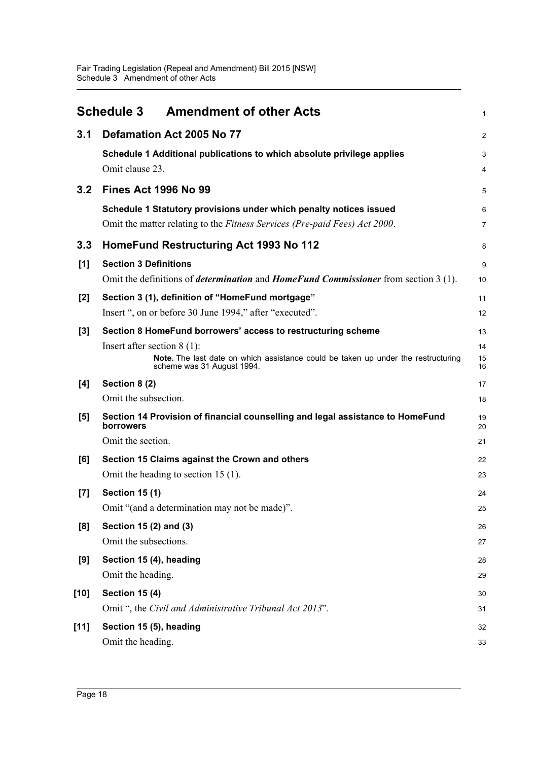# Schedule 3 Amendment of other Acts

## 3.1 Defamation Act 2005 No 77

**Schedule 1 Additional publications to which absolute privilege applies**

Omit clause 23.

## 3.2 Fines Act 1996 No 99

**Schedule 1 Statutory provisions under which penalty notices issued**

Omit the matter relating to the *Fitness Services (Pre-paid Fees) Act 2000*.

## 3.3 HomeFund Restructuring Act 1993 No 112

**[1] Section 3 Definitions**

Omit the definitions of ***determination*** and ***HomeFund Commissioner*** from section 3 (1).

**[2] Section 3 (1), definition of "HomeFund mortgage"**

Insert ", on or before 30 June 1994," after "executed".

**[3] Section 8 HomeFund borrowers' access to restructuring scheme**

Insert after section 8 (1):

> **Note.** The last date on which assistance could be taken up under the restructuring scheme was 31 August 1994.

**[4] Section 8 (2)**

Omit the subsection.

**[5] Section 14 Provision of financial counselling and legal assistance to HomeFund borrowers**

Omit the section.

**[6] Section 15 Claims against the Crown and others**

Omit the heading to section 15 (1).

**[7] Section 15 (1)**

Omit "(and a determination may not be made)".

**[8] Section 15 (2) and (3)**

Omit the subsections.

**[9] Section 15 (4), heading**

Omit the heading.

**[10] Section 15 (4)**

Omit ", the *Civil and Administrative Tribunal Act 2013*".

**[11] Section 15 (5), heading**

Omit the heading.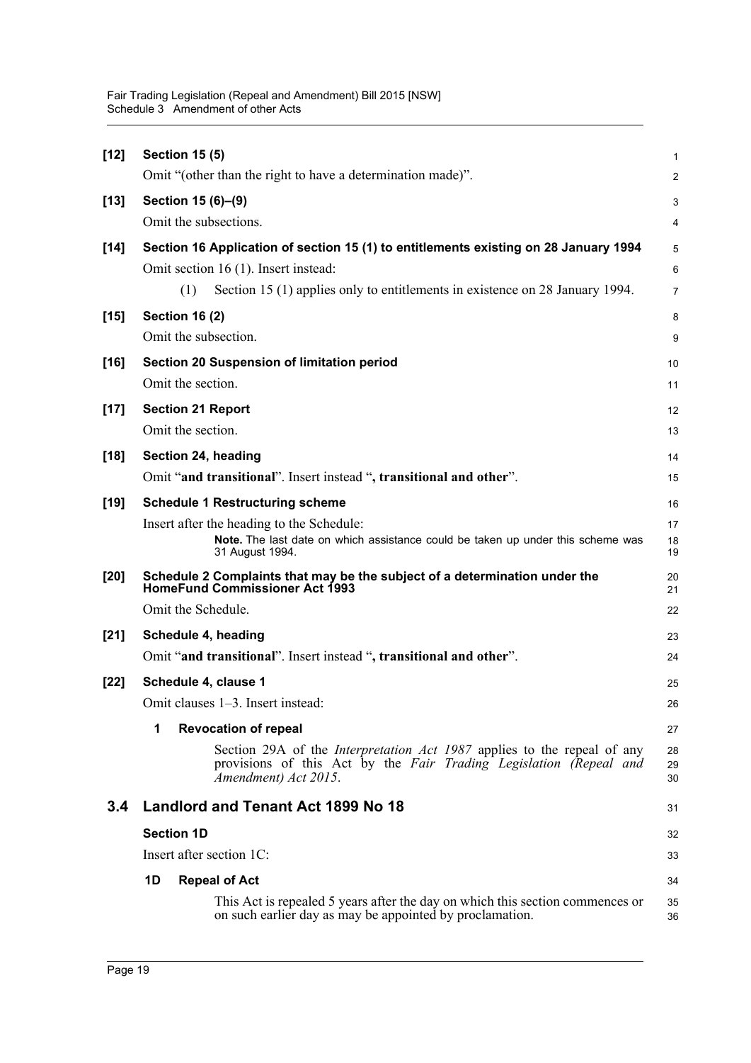**[12] Section 15 (5)**

Omit "(other than the right to have a determination made)".

**[13] Section 15 (6)–(9)**

Omit the subsections.

**[14] Section 16 Application of section 15 (1) to entitlements existing on 28 January 1994**

Omit section 16 (1). Insert instead:

(1) Section 15 (1) applies only to entitlements in existence on 28 January 1994.

**[15] Section 16 (2)**

Omit the subsection.

**[16] Section 20 Suspension of limitation period**

Omit the section.

**[17] Section 21 Report**

Omit the section.

**[18] Section 24, heading**

Omit "**and transitional**". Insert instead "**, transitional and other**".

**[19] Schedule 1 Restructuring scheme**

Insert after the heading to the Schedule:

**Note.** The last date on which assistance could be taken up under this scheme was 31 August 1994.

**[20] Schedule 2 Complaints that may be the subject of a determination under the HomeFund Commissioner Act 1993**

Omit the Schedule.

**[21] Schedule 4, heading**

Omit "**and transitional**". Insert instead "**, transitional and other**".

**[22] Schedule 4, clause 1**

Omit clauses 1–3. Insert instead:

**1 Revocation of repeal**

Section 29A of the *Interpretation Act 1987* applies to the repeal of any provisions of this Act by the *Fair Trading Legislation (Repeal and Amendment) Act 2015*.

## 3.4 Landlord and Tenant Act 1899 No 18

**Section 1D**

Insert after section 1C:

**1D Repeal of Act**

This Act is repealed 5 years after the day on which this section commences or on such earlier day as may be appointed by proclamation.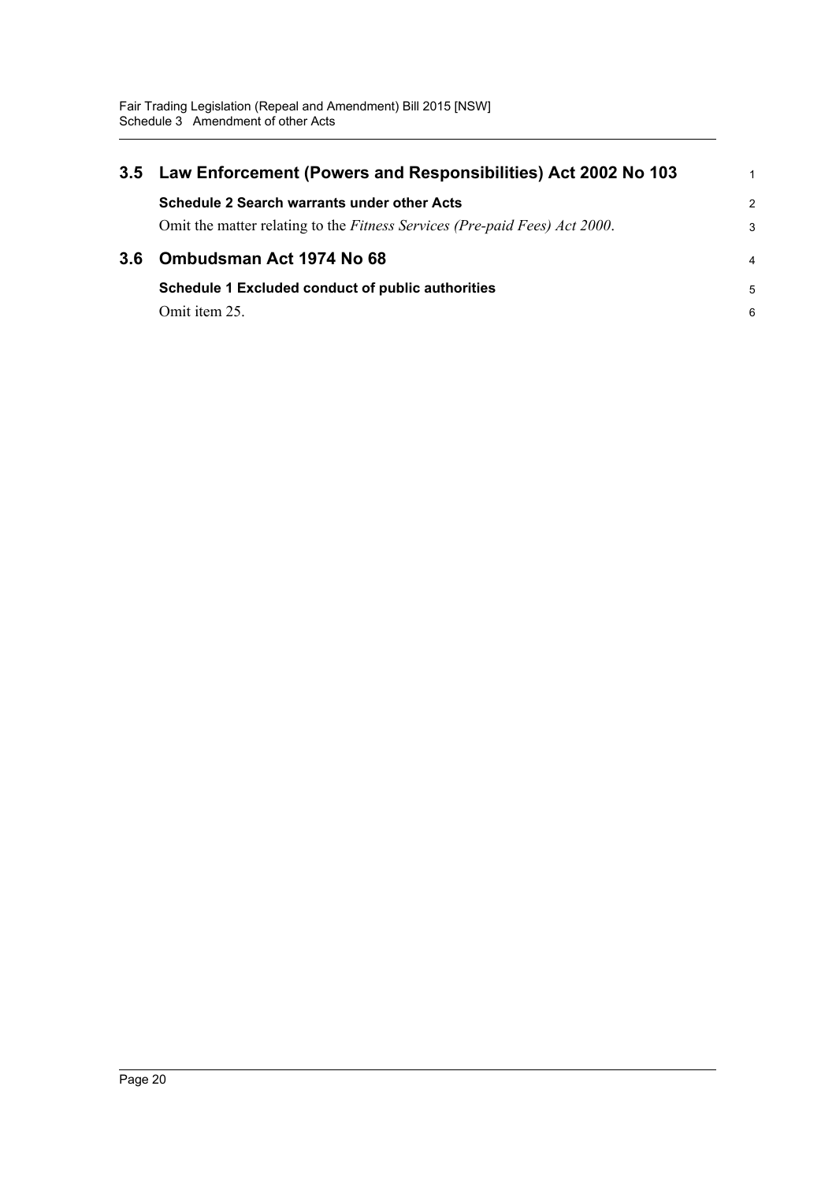## 3.5 Law Enforcement (Powers and Responsibilities) Act 2002 No 103

**Schedule 2 Search warrants under other Acts**

Omit the matter relating to the *Fitness Services (Pre-paid Fees) Act 2000*.

## 3.6 Ombudsman Act 1974 No 68

**Schedule 1 Excluded conduct of public authorities**

Omit item 25.